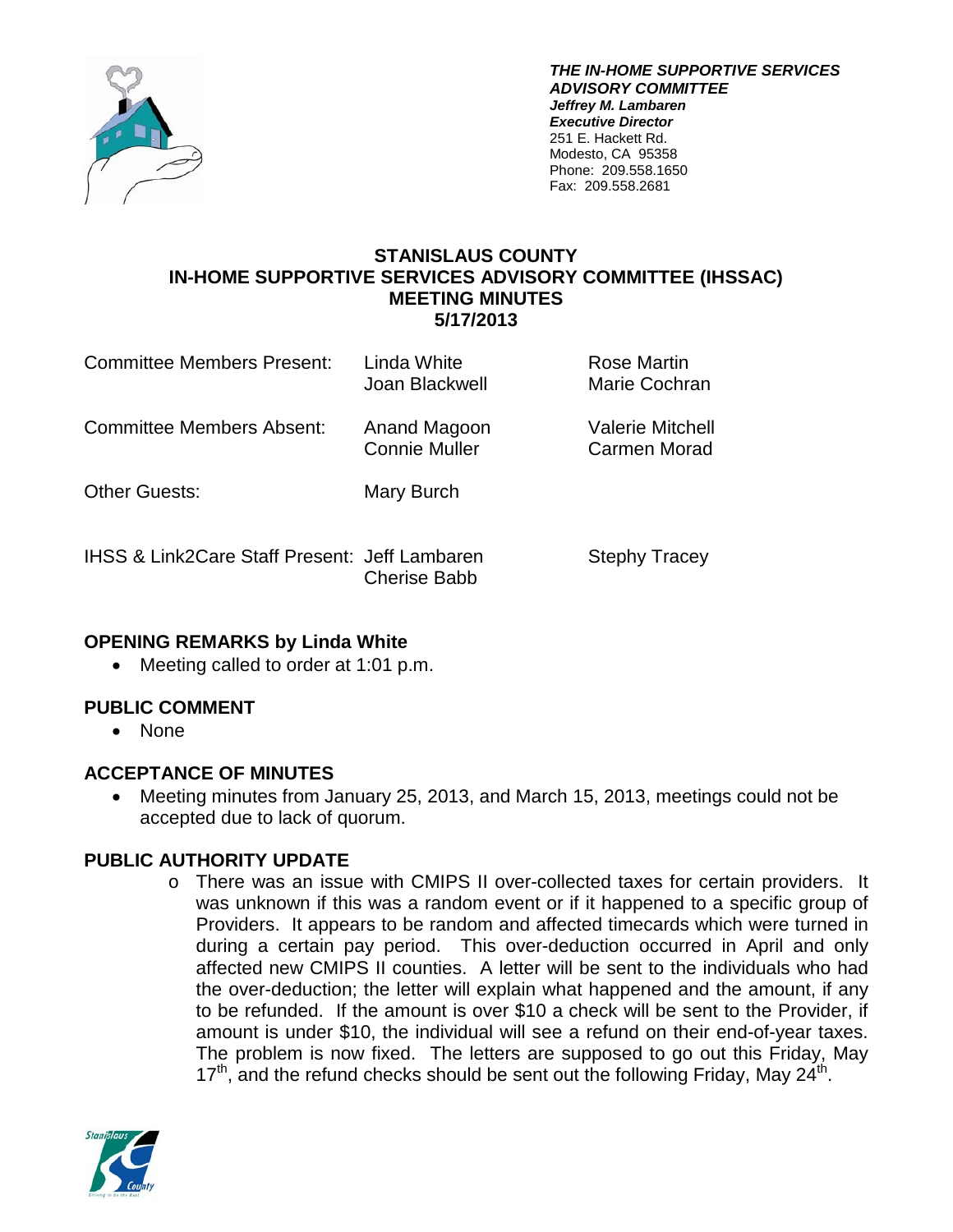***THE IN-HOME SUPPORTIVE SERVICES ADVISORY COMMITTEE***
***Jeffrey M. Lambaren***
***Executive Director***
251 E. Hackett Rd.
Modesto, CA 95358
Phone: 209.558.1650
Fax: 209.558.2681

# STANISLAUS COUNTY
# IN-HOME SUPPORTIVE SERVICES ADVISORY COMMITTEE (IHSSAC)
# MEETING MINUTES
# 5/17/2013

| | | |
|---|---|---|
| Committee Members Present: | Linda White<br>Joan Blackwell | Rose Martin<br>Marie Cochran |
| Committee Members Absent: | Anand Magoon<br>Connie Muller | Valerie Mitchell<br>Carmen Morad |
| Other Guests: | Mary Burch | |
| IHSS & Link2Care Staff Present: | Jeff Lambaren<br>Cherise Babb | Stephy Tracey |

## OPENING REMARKS by Linda White

- Meeting called to order at 1:01 p.m.

## PUBLIC COMMENT

- None

## ACCEPTANCE OF MINUTES

- Meeting minutes from January 25, 2013, and March 15, 2013, meetings could not be accepted due to lack of quorum.

## PUBLIC AUTHORITY UPDATE

- There was an issue with CMIPS II over-collected taxes for certain providers. It was unknown if this was a random event or if it happened to a specific group of Providers. It appears to be random and affected timecards which were turned in during a certain pay period. This over-deduction occurred in April and only affected new CMIPS II counties. A letter will be sent to the individuals who had the over-deduction; the letter will explain what happened and the amount, if any to be refunded. If the amount is over $10 a check will be sent to the Provider, if amount is under $10, the individual will see a refund on their end-of-year taxes. The problem is now fixed. The letters are supposed to go out this Friday, May 17th, and the refund checks should be sent out the following Friday, May 24th.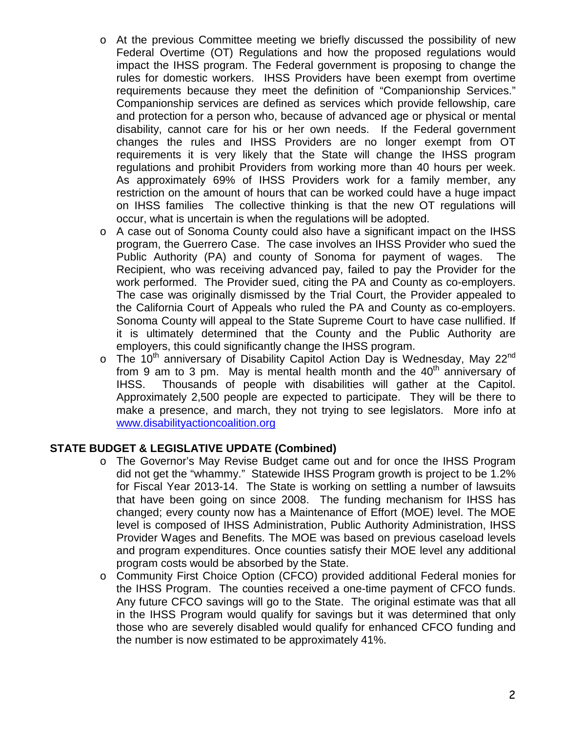- At the previous Committee meeting we briefly discussed the possibility of new Federal Overtime (OT) Regulations and how the proposed regulations would impact the IHSS program. The Federal government is proposing to change the rules for domestic workers. IHSS Providers have been exempt from overtime requirements because they meet the definition of "Companionship Services." Companionship services are defined as services which provide fellowship, care and protection for a person who, because of advanced age or physical or mental disability, cannot care for his or her own needs. If the Federal government changes the rules and IHSS Providers are no longer exempt from OT requirements it is very likely that the State will change the IHSS program regulations and prohibit Providers from working more than 40 hours per week. As approximately 69% of IHSS Providers work for a family member, any restriction on the amount of hours that can be worked could have a huge impact on IHSS families The collective thinking is that the new OT regulations will occur, what is uncertain is when the regulations will be adopted.
- A case out of Sonoma County could also have a significant impact on the IHSS program, the Guerrero Case. The case involves an IHSS Provider who sued the Public Authority (PA) and county of Sonoma for payment of wages. The Recipient, who was receiving advanced pay, failed to pay the Provider for the work performed. The Provider sued, citing the PA and County as co-employers. The case was originally dismissed by the Trial Court, the Provider appealed to the California Court of Appeals who ruled the PA and County as co-employers. Sonoma County will appeal to the State Supreme Court to have case nullified. If it is ultimately determined that the County and the Public Authority are employers, this could significantly change the IHSS program.
- The 10th anniversary of Disability Capitol Action Day is Wednesday, May 22nd from 9 am to 3 pm. May is mental health month and the 40th anniversary of IHSS. Thousands of people with disabilities will gather at the Capitol. Approximately 2,500 people are expected to participate. They will be there to make a presence, and march, they not trying to see legislators. More info at www.disabilityactioncoalition.org

**STATE BUDGET & LEGISLATIVE UPDATE (Combined)**

- The Governor's May Revise Budget came out and for once the IHSS Program did not get the "whammy." Statewide IHSS Program growth is project to be 1.2% for Fiscal Year 2013-14. The State is working on settling a number of lawsuits that have been going on since 2008. The funding mechanism for IHSS has changed; every county now has a Maintenance of Effort (MOE) level. The MOE level is composed of IHSS Administration, Public Authority Administration, IHSS Provider Wages and Benefits. The MOE was based on previous caseload levels and program expenditures. Once counties satisfy their MOE level any additional program costs would be absorbed by the State.
- Community First Choice Option (CFCO) provided additional Federal monies for the IHSS Program. The counties received a one-time payment of CFCO funds. Any future CFCO savings will go to the State. The original estimate was that all in the IHSS Program would qualify for savings but it was determined that only those who are severely disabled would qualify for enhanced CFCO funding and the number is now estimated to be approximately 41%.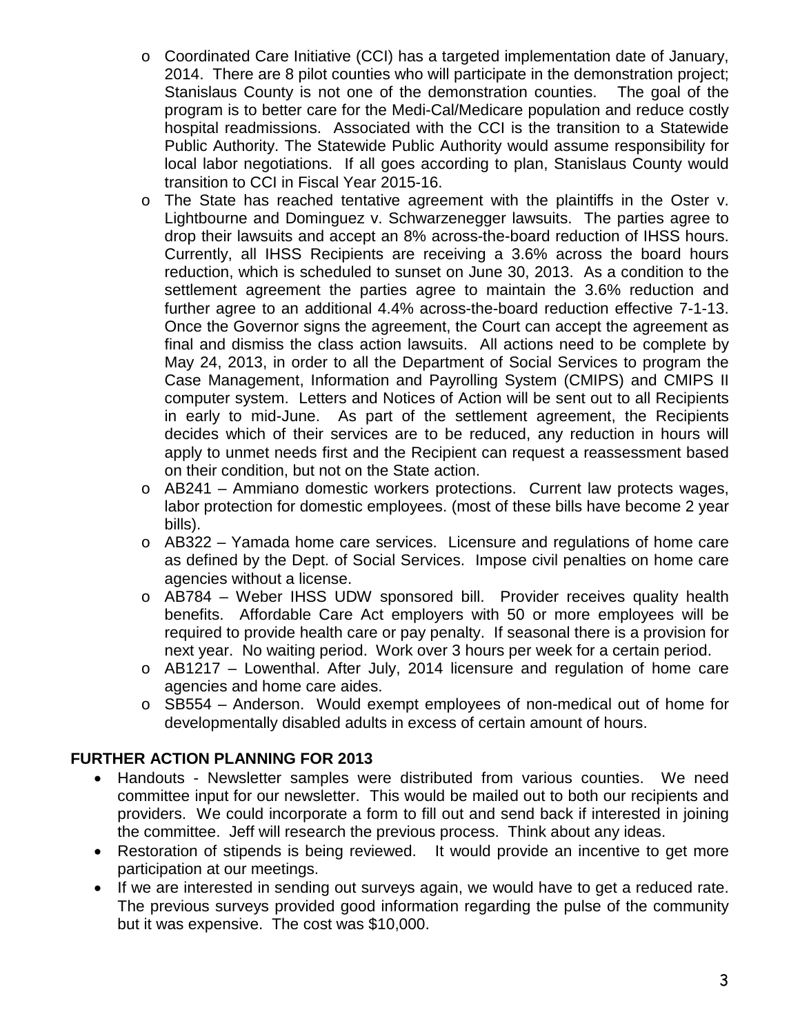- Coordinated Care Initiative (CCI) has a targeted implementation date of January, 2014. There are 8 pilot counties who will participate in the demonstration project; Stanislaus County is not one of the demonstration counties. The goal of the program is to better care for the Medi-Cal/Medicare population and reduce costly hospital readmissions. Associated with the CCI is the transition to a Statewide Public Authority. The Statewide Public Authority would assume responsibility for local labor negotiations. If all goes according to plan, Stanislaus County would transition to CCI in Fiscal Year 2015-16.
- The State has reached tentative agreement with the plaintiffs in the Oster v. Lightbourne and Dominguez v. Schwarzenegger lawsuits. The parties agree to drop their lawsuits and accept an 8% across-the-board reduction of IHSS hours. Currently, all IHSS Recipients are receiving a 3.6% across the board hours reduction, which is scheduled to sunset on June 30, 2013. As a condition to the settlement agreement the parties agree to maintain the 3.6% reduction and further agree to an additional 4.4% across-the-board reduction effective 7-1-13. Once the Governor signs the agreement, the Court can accept the agreement as final and dismiss the class action lawsuits. All actions need to be complete by May 24, 2013, in order to all the Department of Social Services to program the Case Management, Information and Payrolling System (CMIPS) and CMIPS II computer system. Letters and Notices of Action will be sent out to all Recipients in early to mid-June. As part of the settlement agreement, the Recipients decides which of their services are to be reduced, any reduction in hours will apply to unmet needs first and the Recipient can request a reassessment based on their condition, but not on the State action.
- AB241 – Ammiano domestic workers protections. Current law protects wages, labor protection for domestic employees. (most of these bills have become 2 year bills).
- AB322 – Yamada home care services. Licensure and regulations of home care as defined by the Dept. of Social Services. Impose civil penalties on home care agencies without a license.
- AB784 – Weber IHSS UDW sponsored bill. Provider receives quality health benefits. Affordable Care Act employers with 50 or more employees will be required to provide health care or pay penalty. If seasonal there is a provision for next year. No waiting period. Work over 3 hours per week for a certain period.
- AB1217 – Lowenthal. After July, 2014 licensure and regulation of home care agencies and home care aides.
- SB554 – Anderson. Would exempt employees of non-medical out of home for developmentally disabled adults in excess of certain amount of hours.

**FURTHER ACTION PLANNING FOR 2013**

- Handouts - Newsletter samples were distributed from various counties. We need committee input for our newsletter. This would be mailed out to both our recipients and providers. We could incorporate a form to fill out and send back if interested in joining the committee. Jeff will research the previous process. Think about any ideas.
- Restoration of stipends is being reviewed. It would provide an incentive to get more participation at our meetings.
- If we are interested in sending out surveys again, we would have to get a reduced rate. The previous surveys provided good information regarding the pulse of the community but it was expensive. The cost was $10,000.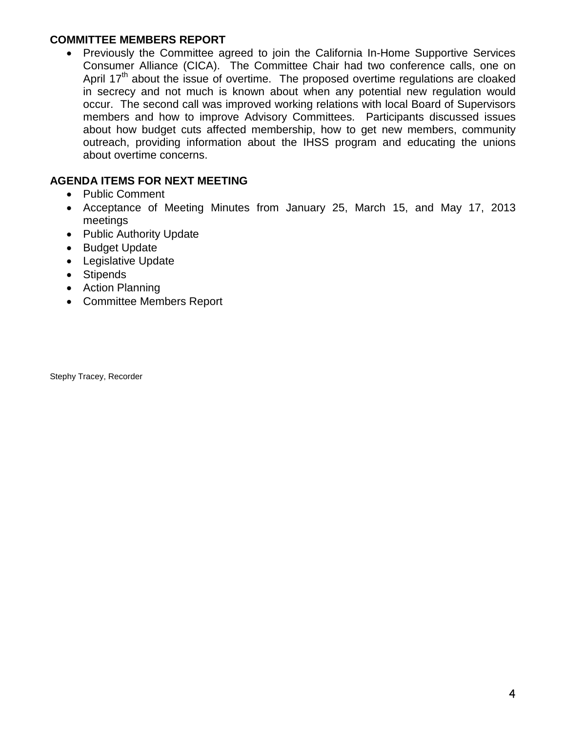## COMMITTEE MEMBERS REPORT

- Previously the Committee agreed to join the California In-Home Supportive Services Consumer Alliance (CICA). The Committee Chair had two conference calls, one on April 17th about the issue of overtime. The proposed overtime regulations are cloaked in secrecy and not much is known about when any potential new regulation would occur. The second call was improved working relations with local Board of Supervisors members and how to improve Advisory Committees. Participants discussed issues about how budget cuts affected membership, how to get new members, community outreach, providing information about the IHSS program and educating the unions about overtime concerns.

## AGENDA ITEMS FOR NEXT MEETING

- Public Comment
- Acceptance of Meeting Minutes from January 25, March 15, and May 17, 2013 meetings
- Public Authority Update
- Budget Update
- Legislative Update
- Stipends
- Action Planning
- Committee Members Report

Stephy Tracey, Recorder